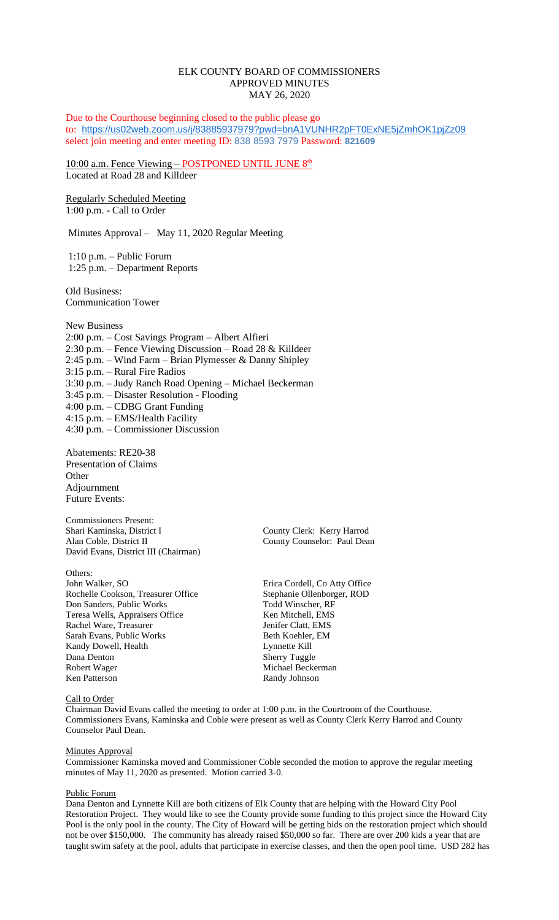# ELK COUNTY BOARD OF COMMISSIONERS
## APPROVED MINUTES
## MAY 26, 2020

Due to the Courthouse beginning closed to the public please go to: https://us02web.zoom.us/j/83885937979?pwd=bnA1VUNHR2pFT0ExNE5jZmhOK1pjZz09 select join meeting and enter meeting ID: 838 8593 7979 Password: **821609**

10:00 a.m. Fence Viewing – POSTPONED UNTIL JUNE 8th
Located at Road 28 and Killdeer

Regularly Scheduled Meeting
1:00 p.m. - Call to Order

Minutes Approval – May 11, 2020 Regular Meeting

1:10 p.m. – Public Forum
1:25 p.m. – Department Reports

Old Business:
Communication Tower

New Business
2:00 p.m. – Cost Savings Program – Albert Alfieri
2:30 p.m. – Fence Viewing Discussion – Road 28 & Killdeer
2:45 p.m. – Wind Farm – Brian Plymesser & Danny Shipley
3:15 p.m. – Rural Fire Radios
3:30 p.m. – Judy Ranch Road Opening – Michael Beckerman
3:45 p.m. – Disaster Resolution - Flooding
4:00 p.m. – CDBG Grant Funding
4:15 p.m. – EMS/Health Facility
4:30 p.m. – Commissioner Discussion

Abatements: RE20-38
Presentation of Claims
Other
Adjournment
Future Events:

Commissioners Present:
Shari Kaminska, District I
Alan Coble, District II
David Evans, District III (Chairman)

County Clerk: Kerry Harrod
County Counselor: Paul Dean

Others:
John Walker, SO
Rochelle Cookson, Treasurer Office
Don Sanders, Public Works
Teresa Wells, Appraisers Office
Rachel Ware, Treasurer
Sarah Evans, Public Works
Kandy Dowell, Health
Dana Denton
Robert Wager
Ken Patterson

Erica Cordell, Co Atty Office
Stephanie Ollenborger, ROD
Todd Winscher, RF
Ken Mitchell, EMS
Jenifer Clatt, EMS
Beth Koehler, EM
Lynnette Kill
Sherry Tuggle
Michael Beckerman
Randy Johnson

Call to Order
Chairman David Evans called the meeting to order at 1:00 p.m. in the Courtroom of the Courthouse. Commissioners Evans, Kaminska and Coble were present as well as County Clerk Kerry Harrod and County Counselor Paul Dean.

Minutes Approval
Commissioner Kaminska moved and Commissioner Coble seconded the motion to approve the regular meeting minutes of May 11, 2020 as presented. Motion carried 3-0.

Public Forum
Dana Denton and Lynnette Kill are both citizens of Elk County that are helping with the Howard City Pool Restoration Project. They would like to see the County provide some funding to this project since the Howard City Pool is the only pool in the county. The City of Howard will be getting bids on the restoration project which should not be over $150,000. The community has already raised $50,000 so far. There are over 200 kids a year that are taught swim safety at the pool, adults that participate in exercise classes, and then the open pool time. USD 282 has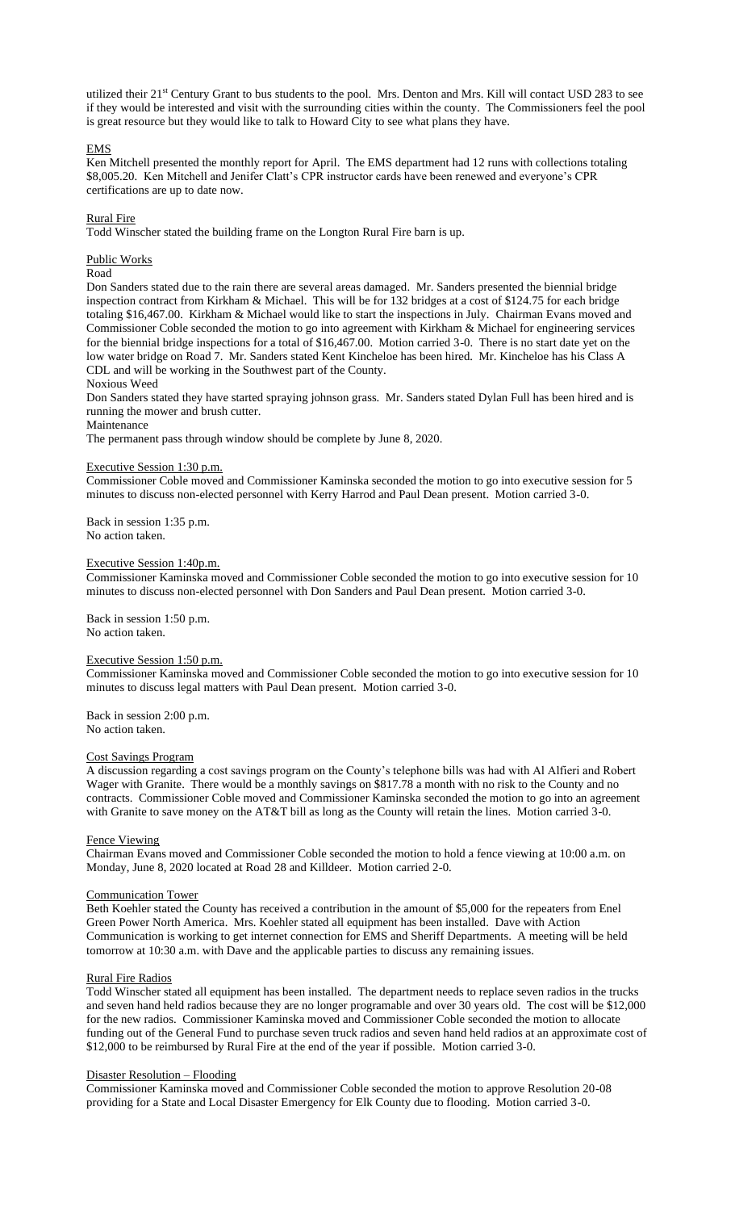utilized their 21st Century Grant to bus students to the pool. Mrs. Denton and Mrs. Kill will contact USD 283 to see if they would be interested and visit with the surrounding cities within the county. The Commissioners feel the pool is great resource but they would like to talk to Howard City to see what plans they have.

## EMS

Ken Mitchell presented the monthly report for April. The EMS department had 12 runs with collections totaling $8,005.20. Ken Mitchell and Jenifer Clatt's CPR instructor cards have been renewed and everyone's CPR certifications are up to date now.

## Rural Fire

Todd Winscher stated the building frame on the Longton Rural Fire barn is up.

## Public Works

### Road

Don Sanders stated due to the rain there are several areas damaged. Mr. Sanders presented the biennial bridge inspection contract from Kirkham & Michael. This will be for 132 bridges at a cost of $124.75 for each bridge totaling $16,467.00. Kirkham & Michael would like to start the inspections in July. Chairman Evans moved and Commissioner Coble seconded the motion to go into agreement with Kirkham & Michael for engineering services for the biennial bridge inspections for a total of $16,467.00. Motion carried 3-0. There is no start date yet on the low water bridge on Road 7. Mr. Sanders stated Kent Kincheloe has been hired. Mr. Kincheloe has his Class A CDL and will be working in the Southwest part of the County.

### Noxious Weed

Don Sanders stated they have started spraying johnson grass. Mr. Sanders stated Dylan Full has been hired and is running the mower and brush cutter.

### Maintenance

The permanent pass through window should be complete by June 8, 2020.

## Executive Session 1:30 p.m.

Commissioner Coble moved and Commissioner Kaminska seconded the motion to go into executive session for 5 minutes to discuss non-elected personnel with Kerry Harrod and Paul Dean present. Motion carried 3-0.

Back in session 1:35 p.m.
No action taken.

## Executive Session 1:40p.m.

Commissioner Kaminska moved and Commissioner Coble seconded the motion to go into executive session for 10 minutes to discuss non-elected personnel with Don Sanders and Paul Dean present. Motion carried 3-0.

Back in session 1:50 p.m.
No action taken.

## Executive Session 1:50 p.m.

Commissioner Kaminska moved and Commissioner Coble seconded the motion to go into executive session for 10 minutes to discuss legal matters with Paul Dean present. Motion carried 3-0.

Back in session 2:00 p.m.
No action taken.

## Cost Savings Program

A discussion regarding a cost savings program on the County's telephone bills was had with Al Alfieri and Robert Wager with Granite. There would be a monthly savings on $817.78 a month with no risk to the County and no contracts. Commissioner Coble moved and Commissioner Kaminska seconded the motion to go into an agreement with Granite to save money on the AT&T bill as long as the County will retain the lines. Motion carried 3-0.

## Fence Viewing

Chairman Evans moved and Commissioner Coble seconded the motion to hold a fence viewing at 10:00 a.m. on Monday, June 8, 2020 located at Road 28 and Killdeer. Motion carried 2-0.

## Communication Tower

Beth Koehler stated the County has received a contribution in the amount of $5,000 for the repeaters from Enel Green Power North America. Mrs. Koehler stated all equipment has been installed. Dave with Action Communication is working to get internet connection for EMS and Sheriff Departments. A meeting will be held tomorrow at 10:30 a.m. with Dave and the applicable parties to discuss any remaining issues.

## Rural Fire Radios

Todd Winscher stated all equipment has been installed. The department needs to replace seven radios in the trucks and seven hand held radios because they are no longer programable and over 30 years old. The cost will be $12,000 for the new radios. Commissioner Kaminska moved and Commissioner Coble seconded the motion to allocate funding out of the General Fund to purchase seven truck radios and seven hand held radios at an approximate cost of $12,000 to be reimbursed by Rural Fire at the end of the year if possible. Motion carried 3-0.

## Disaster Resolution – Flooding

Commissioner Kaminska moved and Commissioner Coble seconded the motion to approve Resolution 20-08 providing for a State and Local Disaster Emergency for Elk County due to flooding. Motion carried 3-0.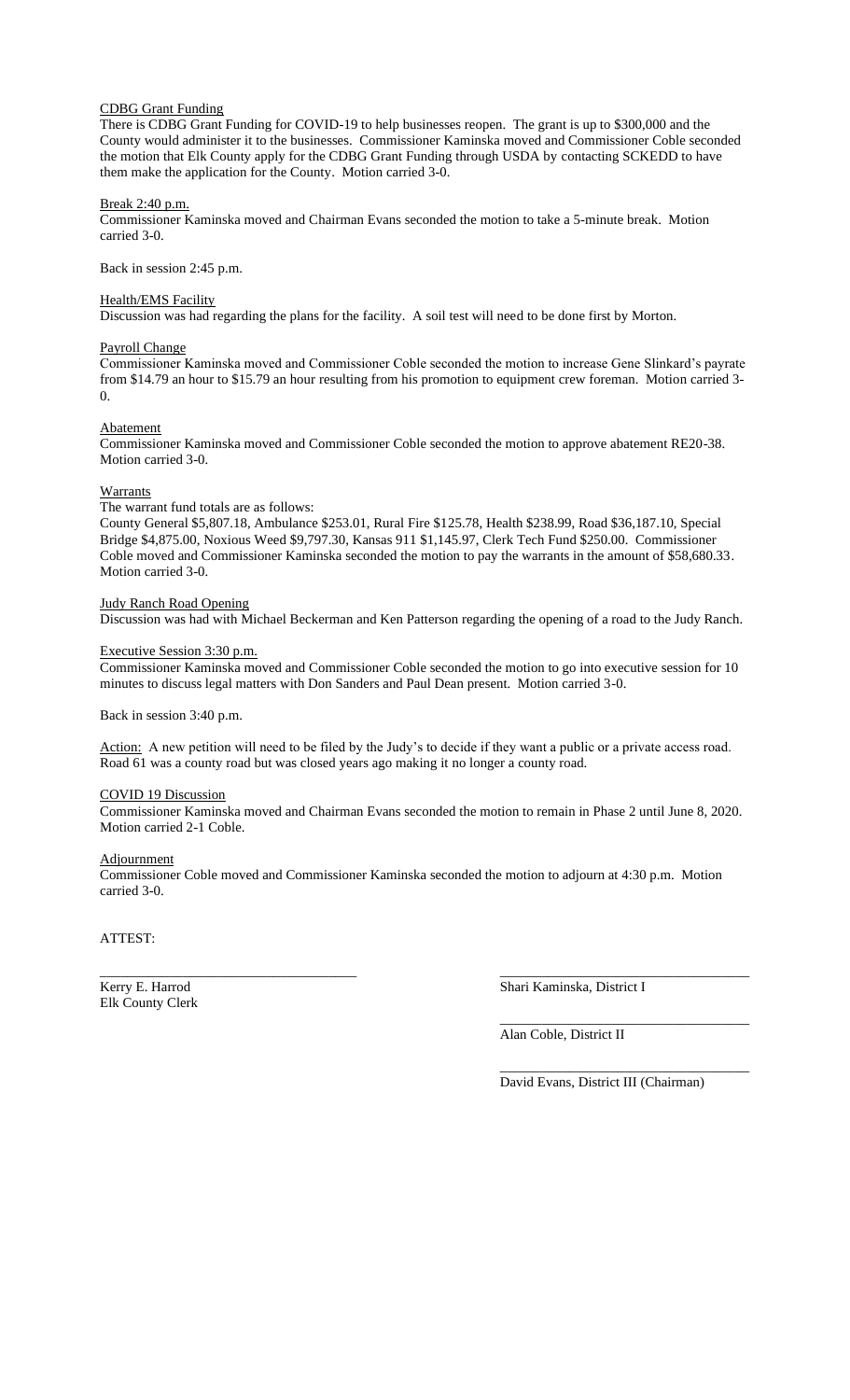CDBG Grant Funding

There is CDBG Grant Funding for COVID-19 to help businesses reopen. The grant is up to $300,000 and the County would administer it to the businesses. Commissioner Kaminska moved and Commissioner Coble seconded the motion that Elk County apply for the CDBG Grant Funding through USDA by contacting SCKEDD to have them make the application for the County. Motion carried 3-0.

Break 2:40 p.m.

Commissioner Kaminska moved and Chairman Evans seconded the motion to take a 5-minute break. Motion carried 3-0.

Back in session 2:45 p.m.

Health/EMS Facility

Discussion was had regarding the plans for the facility. A soil test will need to be done first by Morton.

Payroll Change

Commissioner Kaminska moved and Commissioner Coble seconded the motion to increase Gene Slinkard's payrate from $14.79 an hour to $15.79 an hour resulting from his promotion to equipment crew foreman. Motion carried 3-0.

Abatement

Commissioner Kaminska moved and Commissioner Coble seconded the motion to approve abatement RE20-38. Motion carried 3-0.

Warrants

The warrant fund totals are as follows:
County General $5,807.18, Ambulance $253.01, Rural Fire $125.78, Health $238.99, Road $36,187.10, Special Bridge $4,875.00, Noxious Weed $9,797.30, Kansas 911 $1,145.97, Clerk Tech Fund $250.00. Commissioner Coble moved and Commissioner Kaminska seconded the motion to pay the warrants in the amount of $58,680.33. Motion carried 3-0.

Judy Ranch Road Opening

Discussion was had with Michael Beckerman and Ken Patterson regarding the opening of a road to the Judy Ranch.

Executive Session 3:30 p.m.

Commissioner Kaminska moved and Commissioner Coble seconded the motion to go into executive session for 10 minutes to discuss legal matters with Don Sanders and Paul Dean present. Motion carried 3-0.

Back in session 3:40 p.m.

Action: A new petition will need to be filed by the Judy's to decide if they want a public or a private access road. Road 61 was a county road but was closed years ago making it no longer a county road.

COVID 19 Discussion

Commissioner Kaminska moved and Chairman Evans seconded the motion to remain in Phase 2 until June 8, 2020. Motion carried 2-1 Coble.

Adjournment

Commissioner Coble moved and Commissioner Kaminska seconded the motion to adjourn at 4:30 p.m. Motion carried 3-0.

ATTEST:

\_\_\_\_\_\_\_\_\_\_\_\_\_\_\_\_\_\_\_\_\_\_\_\_\_\_\_\_\_\_\_\_\_\_\_\_

Kerry E. Harrod
Elk County Clerk

\_\_\_\_\_\_\_\_\_\_\_\_\_\_\_\_\_\_\_\_\_\_\_\_\_\_\_\_\_\_\_\_\_\_\_\_

Shari Kaminska, District I

\_\_\_\_\_\_\_\_\_\_\_\_\_\_\_\_\_\_\_\_\_\_\_\_\_\_\_\_\_\_\_\_\_\_\_\_

Alan Coble, District II

\_\_\_\_\_\_\_\_\_\_\_\_\_\_\_\_\_\_\_\_\_\_\_\_\_\_\_\_\_\_\_\_\_\_\_\_

David Evans, District III (Chairman)